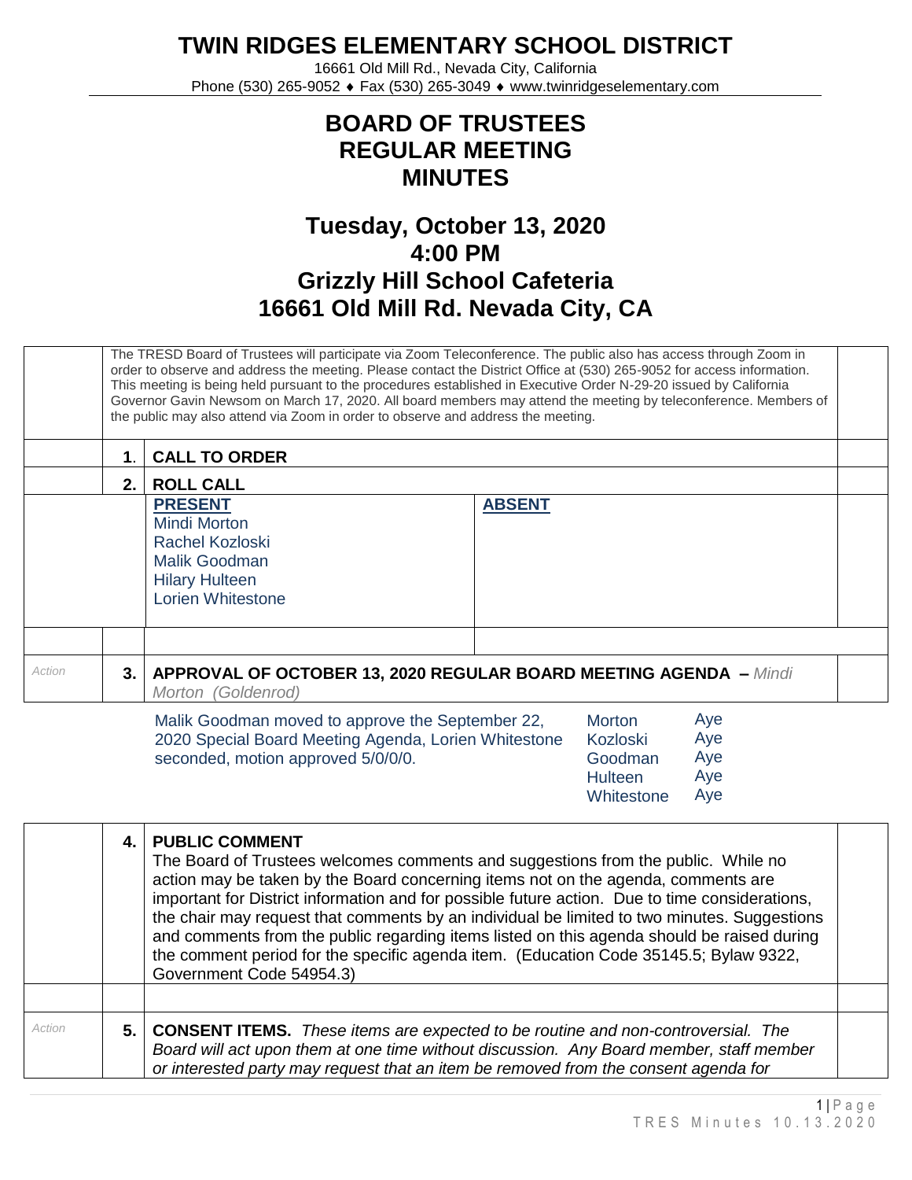# TWIN RIDGES ELEMENTARY SCHOOL DISTRICT

16661 Old Mill Rd., Nevada City, California
Phone (530) 265-9052 ♦ Fax (530) 265-3049 ♦ www.twinridgeselementary.com

## BOARD OF TRUSTEES
## REGULAR MEETING
## MINUTES

## Tuesday, October 13, 2020
## 4:00 PM
## Grizzly Hill School Cafeteria
## 16661 Old Mill Rd. Nevada City, CA

The TRESD Board of Trustees will participate via Zoom Teleconference. The public also has access through Zoom in order to observe and address the meeting. Please contact the District Office at (530) 265-9052 for access information. This meeting is being held pursuant to the procedures established in Executive Order N-29-20 issued by California Governor Gavin Newsom on March 17, 2020. All board members may attend the meeting by teleconference. Members of the public may also attend via Zoom in order to observe and address the meeting.

**1. CALL TO ORDER**

**2. ROLL CALL**

| PRESENT | ABSENT |
|---|---|
| Mindi Morton | |
| Rachel Kozloski | |
| Malik Goodman | |
| Hilary Hulteen | |
| Lorien Whitestone | |

*Action*

**3. APPROVAL OF OCTOBER 13, 2020 REGULAR BOARD MEETING AGENDA –** *Mindi Morton (Goldenrod)*

Malik Goodman moved to approve the September 22, 2020 Special Board Meeting Agenda, Lorien Whitestone seconded, motion approved 5/0/0/0.

| | |
|---|---|
| Morton | Aye |
| Kozloski | Aye |
| Goodman | Aye |
| Hulteen | Aye |
| Whitestone | Aye |

**4. PUBLIC COMMENT**

The Board of Trustees welcomes comments and suggestions from the public. While no action may be taken by the Board concerning items not on the agenda, comments are important for District information and for possible future action. Due to time considerations, the chair may request that comments by an individual be limited to two minutes. Suggestions and comments from the public regarding items listed on this agenda should be raised during the comment period for the specific agenda item. (Education Code 35145.5; Bylaw 9322, Government Code 54954.3)

*Action*

**5. CONSENT ITEMS.** *These items are expected to be routine and non-controversial. The Board will act upon them at one time without discussion. Any Board member, staff member or interested party may request that an item be removed from the consent agenda for*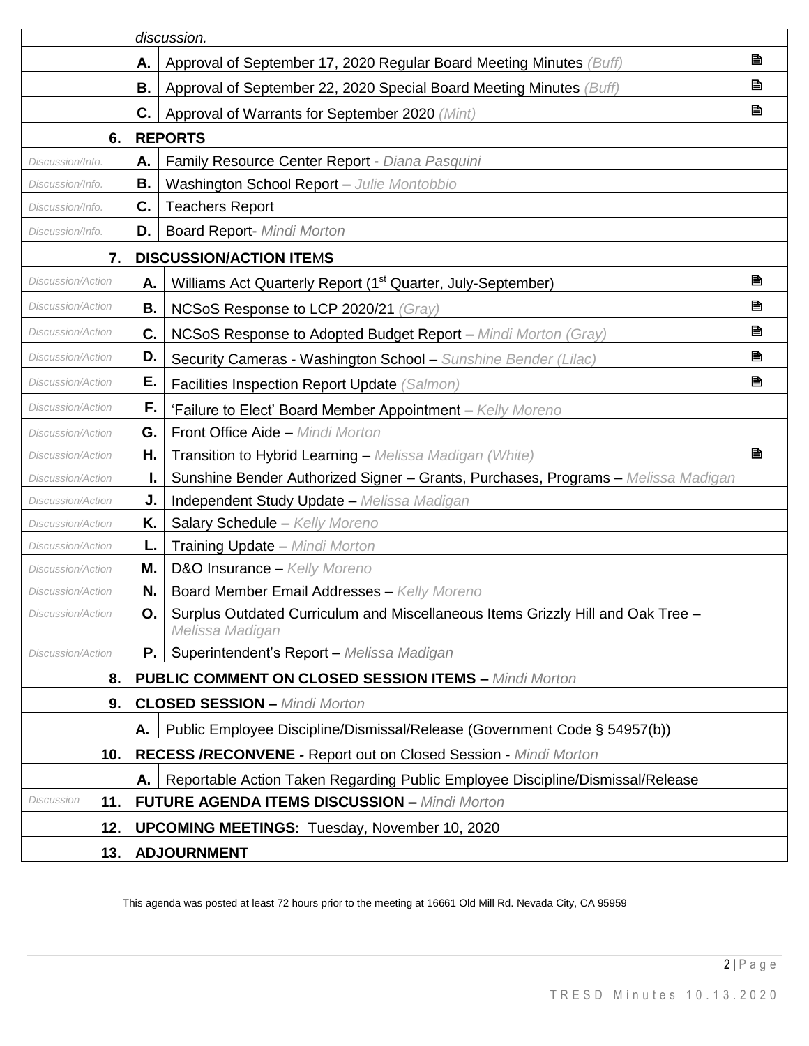| | | | | |
|---|---|---|---|---|
| | | *discussion.* | | |
| | | **A.** | Approval of September 17, 2020 Regular Board Meeting Minutes *(Buff)* | 🖹 |
| | | **B.** | Approval of September 22, 2020 Special Board Meeting Minutes *(Buff)* | 🖹 |
| | | **C.** | Approval of Warrants for September 2020 *(Mint)* | 🖹 |
| | **6.** | **REPORTS** | | |
| *Discussion/Info.* | | **A.** | Family Resource Center Report - *Diana Pasquini* | |
| *Discussion/Info.* | | **B.** | Washington School Report – *Julie Montobbio* | |
| *Discussion/Info.* | | **C.** | Teachers Report | |
| *Discussion/Info.* | | **D.** | Board Report- *Mindi Morton* | |
| | **7.** | **DISCUSSION/ACTION ITEMS** | | |
| *Discussion/Action* | | **A.** | Williams Act Quarterly Report (1st Quarter, July-September) | 🖹 |
| *Discussion/Action* | | **B.** | NCSoS Response to LCP 2020/21 *(Gray)* | 🖹 |
| *Discussion/Action* | | **C.** | NCSoS Response to Adopted Budget Report – *Mindi Morton (Gray)* | 🖹 |
| *Discussion/Action* | | **D.** | Security Cameras - Washington School – *Sunshine Bender (Lilac)* | 🖹 |
| *Discussion/Action* | | **E.** | Facilities Inspection Report Update *(Salmon)* | 🖹 |
| *Discussion/Action* | | **F.** | 'Failure to Elect' Board Member Appointment – *Kelly Moreno* | |
| *Discussion/Action* | | **G.** | Front Office Aide – *Mindi Morton* | |
| *Discussion/Action* | | **H.** | Transition to Hybrid Learning – *Melissa Madigan (White)* | 🖹 |
| *Discussion/Action* | | **I.** | Sunshine Bender Authorized Signer – Grants, Purchases, Programs – *Melissa Madigan* | |
| *Discussion/Action* | | **J.** | Independent Study Update – *Melissa Madigan* | |
| *Discussion/Action* | | **K.** | Salary Schedule – *Kelly Moreno* | |
| *Discussion/Action* | | **L.** | Training Update – *Mindi Morton* | |
| *Discussion/Action* | | **M.** | D&O Insurance – *Kelly Moreno* | |
| *Discussion/Action* | | **N.** | Board Member Email Addresses – *Kelly Moreno* | |
| *Discussion/Action* | | **O.** | Surplus Outdated Curriculum and Miscellaneous Items Grizzly Hill and Oak Tree – *Melissa Madigan* | |
| *Discussion/Action* | | **P.** | Superintendent's Report – *Melissa Madigan* | |
| | **8.** | **PUBLIC COMMENT ON CLOSED SESSION ITEMS –** *Mindi Morton* | | |
| | **9.** | **CLOSED SESSION –** *Mindi Morton* | | |
| | | **A.** | Public Employee Discipline/Dismissal/Release (Government Code § 54957(b)) | |
| | **10.** | **RECESS /RECONVENE -** Report out on Closed Session - *Mindi Morton* | | |
| | | **A.** | Reportable Action Taken Regarding Public Employee Discipline/Dismissal/Release | |
| *Discussion* | **11.** | **FUTURE AGENDA ITEMS DISCUSSION –** *Mindi Morton* | | |
| | **12.** | **UPCOMING MEETINGS:** Tuesday, November 10, 2020 | | |
| | **13.** | **ADJOURNMENT** | | |

This agenda was posted at least 72 hours prior to the meeting at 16661 Old Mill Rd. Nevada City, CA 95959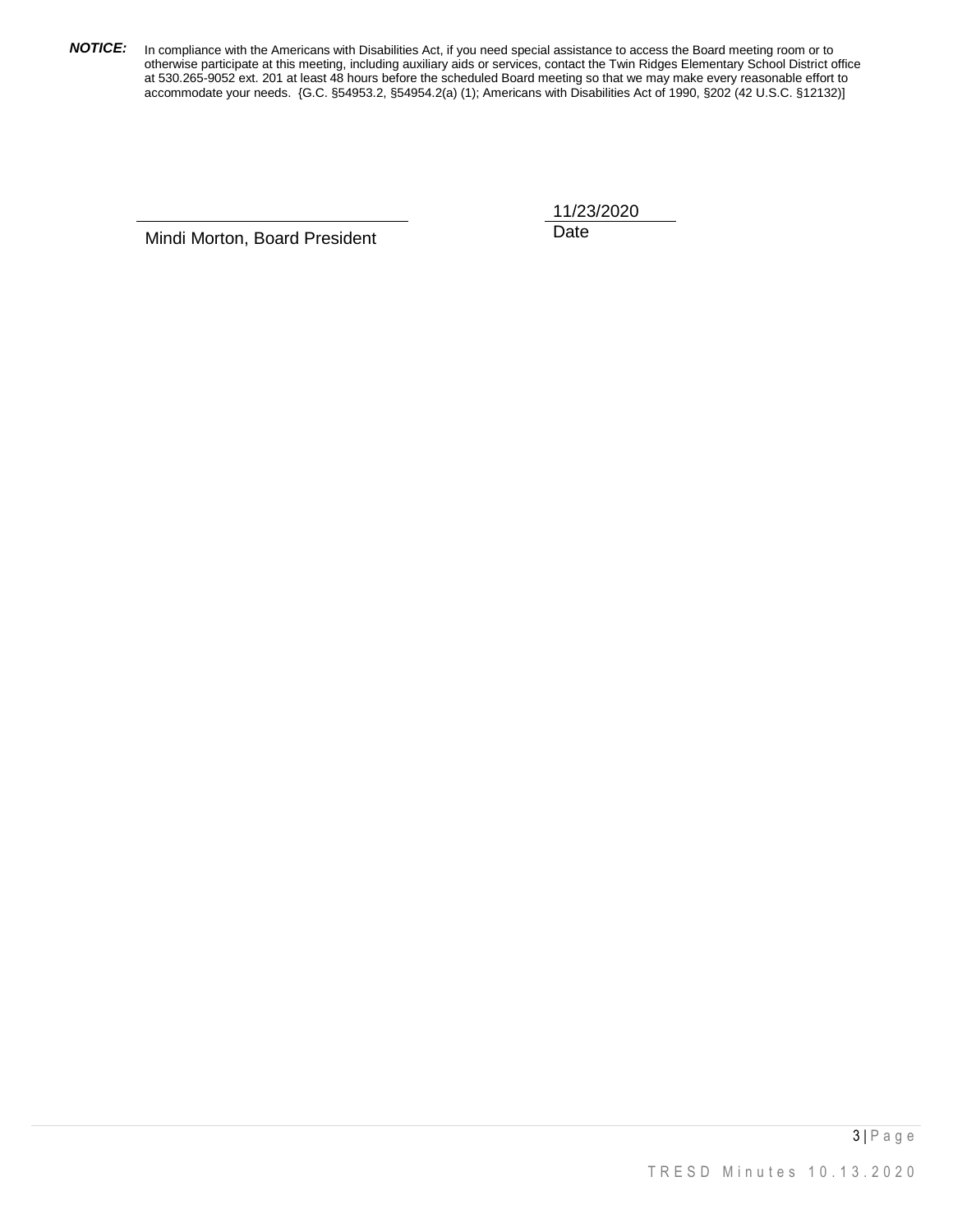***NOTICE:*** In compliance with the Americans with Disabilities Act, if you need special assistance to access the Board meeting room or to otherwise participate at this meeting, including auxiliary aids or services, contact the Twin Ridges Elementary School District office at 530.265-9052 ext. 201 at least 48 hours before the scheduled Board meeting so that we may make every reasonable effort to accommodate your needs. {G.C. §54953.2, §54954.2(a) (1); Americans with Disabilities Act of 1990, §202 (42 U.S.C. §12132)]

Mindi Morton, Board President

11/23/2020
Date